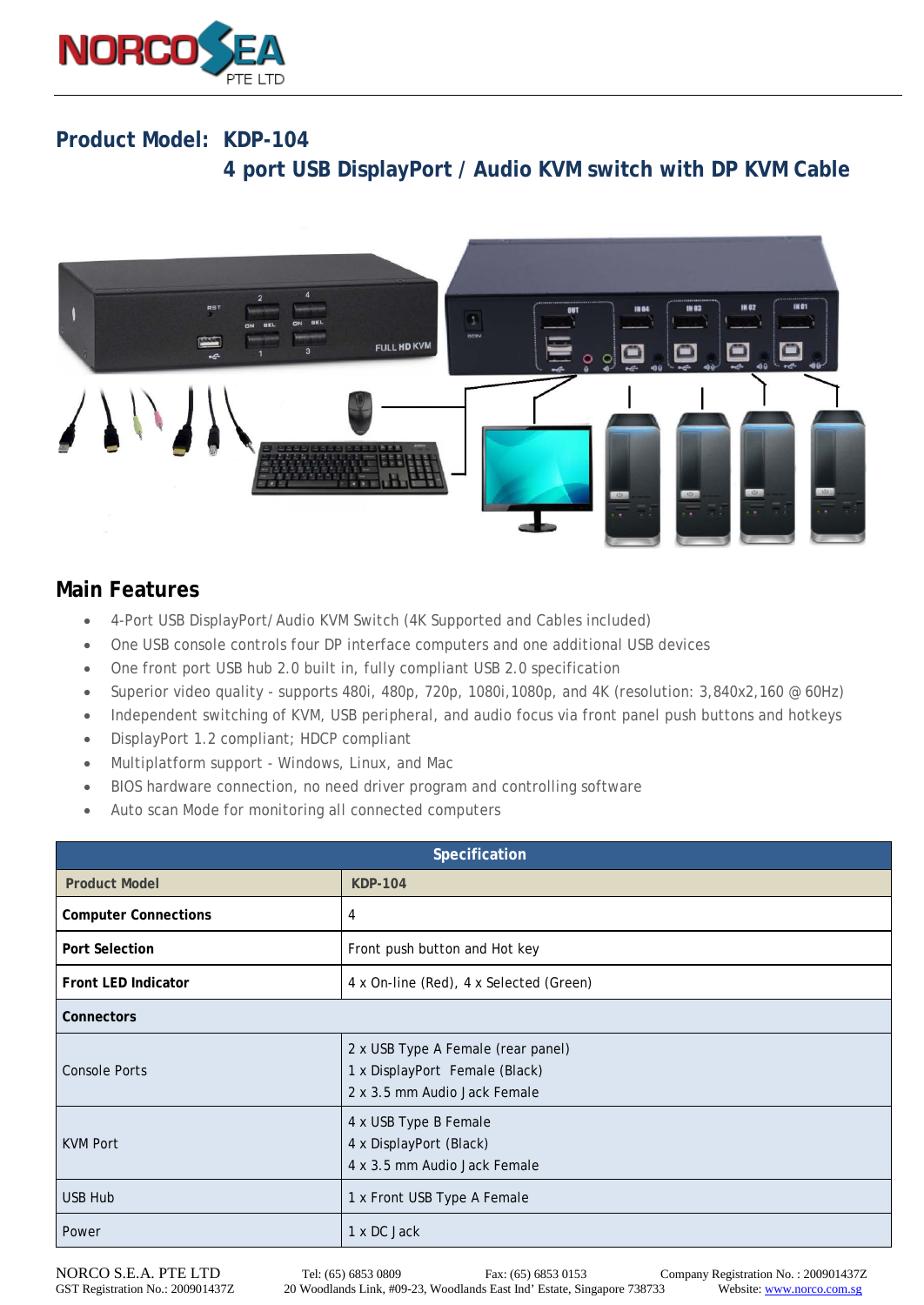# Product Model: KDP-104

## 4 port USB DisplayPort / Audio KVM switch with DP KVM Cable

## Main Features

- 4-Port USB DisplayPort/ Audio KVM Switch (4K Supported and Cables included)
- One USB console controls four DP interface computers and one additional USB devices
- One front port USB hub 2.0 built in, fully compliant USB 2.0 specification
- Superior video quality - supports 480i, 480p, 720p, 1080i,1080p, and 4K (resolution: 3,840x2,160 @ 60Hz)
- Independent switching of KVM, USB peripheral, and audio focus via front panel push buttons and hotkeys
- DisplayPort 1.2 compliant; HDCP compliant
- Multiplatform support - Windows, Linux, and Mac
- BIOS hardware connection, no need driver program and controlling software
- Auto scan Mode for monitoring all connected computers

| Specification | |
|---|---|
| **Product Model** | **KDP-104** |
| **Computer Connections** | 4 |
| **Port Selection** | Front push button and Hot key |
| **Front LED Indicator** | 4 x On-line (Red), 4 x Selected (Green) |
| **Connectors** | |
| Console Ports | 2 x USB Type A Female (rear panel)<br>1 x DisplayPort Female (Black)<br>2 x 3.5 mm Audio Jack Female |
| KVM Port | 4 x USB Type B Female<br>4 x DisplayPort (Black)<br>4 x 3.5 mm Audio Jack Female |
| USB Hub | 1 x Front USB Type A Female |
| Power | 1 x DC Jack |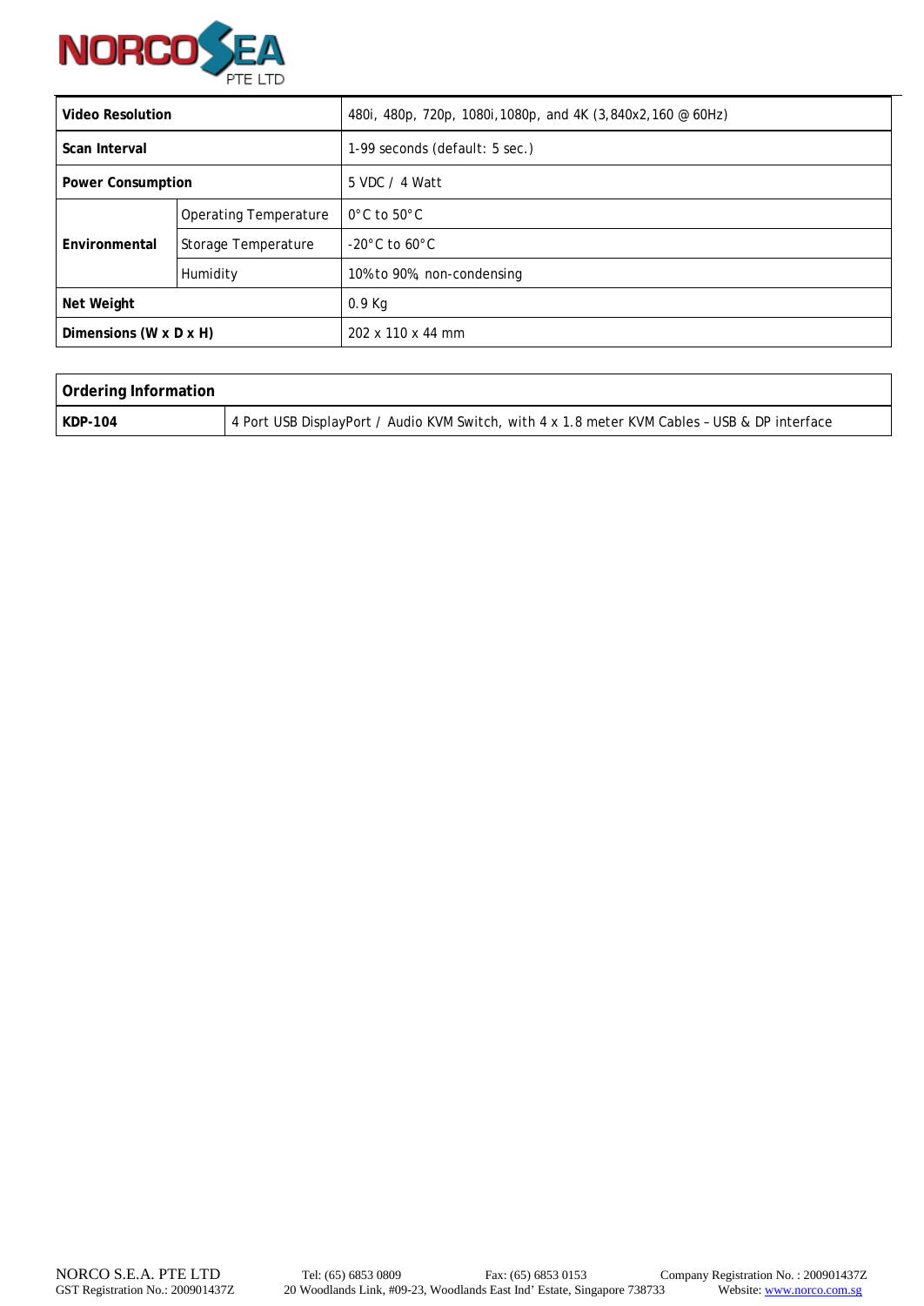| | | |
|---|---|---|
| **Video Resolution** | | 480i, 480p, 720p, 1080i, 1080p, and 4K (3,840x2,160 @ 60Hz) |
| **Scan Interval** | | 1-99 seconds (default: 5 sec.) |
| **Power Consumption** | | 5 VDC / 4 Watt |
| **Environmental** | Operating Temperature | 0°C to 50°C |
| | Storage Temperature | -20°C to 60°C |
| | Humidity | 10% to 90%, non-condensing |
| **Net Weight** | | 0.9 Kg |
| **Dimensions (W x D x H)** | | 202 x 110 x 44 mm |

| **Ordering Information** | |
|---|---|
| **KDP-104** | 4 Port USB DisplayPort / Audio KVM Switch, with 4 x 1.8 meter KVM Cables – USB & DP interface |